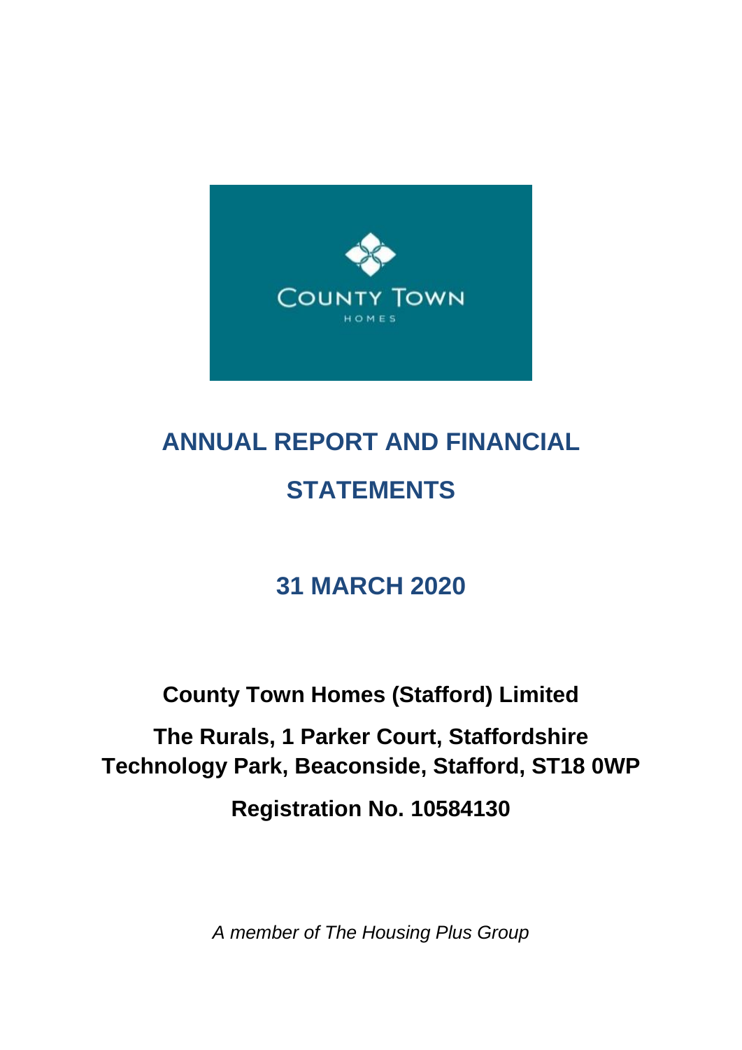COUNTY TOWN

HOMES

# ANNUAL REPORT AND FINANCIAL STATEMENTS

## 31 MARCH 2020

**County Town Homes (Stafford) Limited**

**The Rurals, 1 Parker Court, Staffordshire Technology Park, Beaconside, Stafford, ST18 0WP**

**Registration No. 10584130**

*A member of The Housing Plus Group*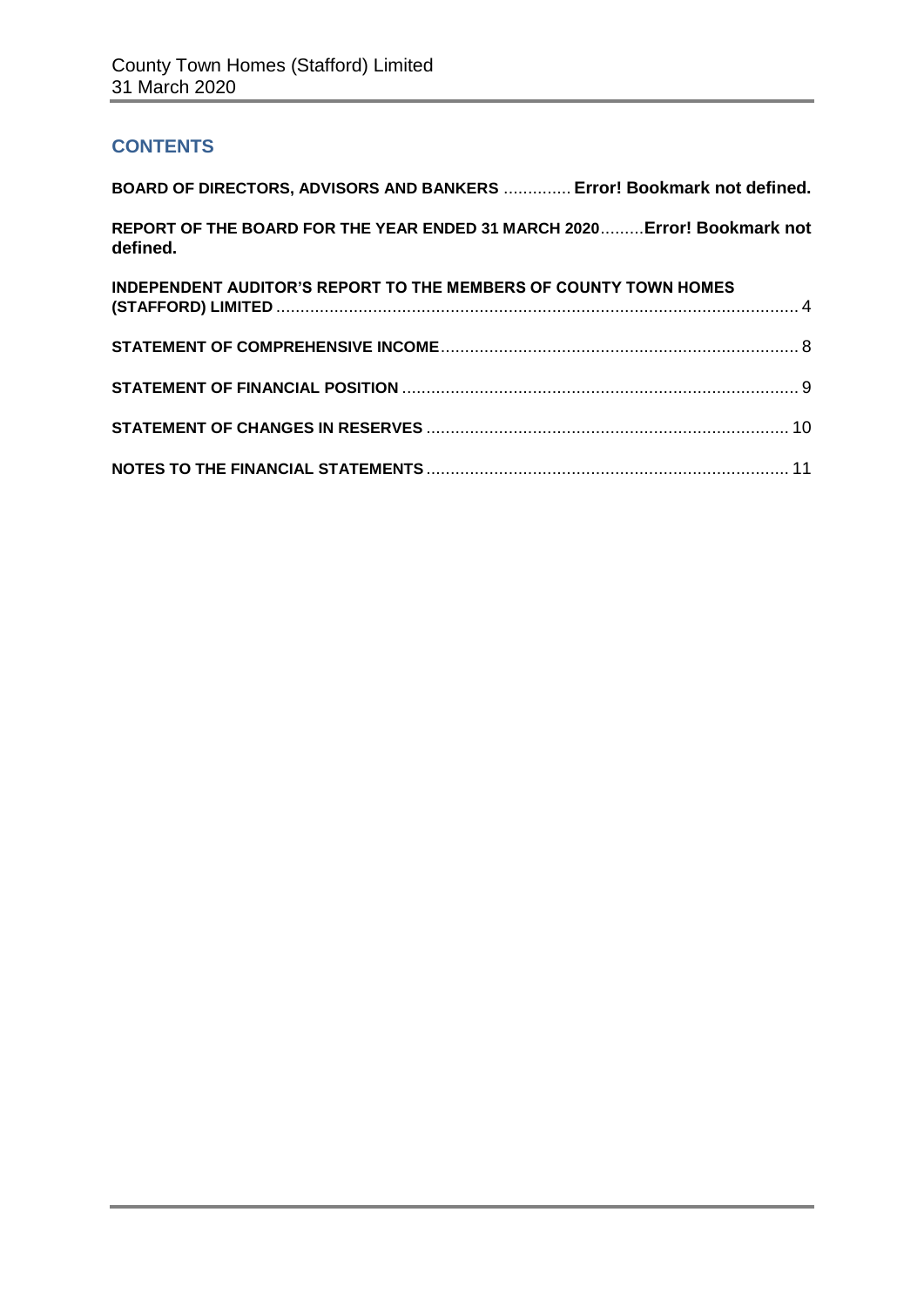## CONTENTS

**BOARD OF DIRECTORS, ADVISORS AND BANKERS** .............. **Error! Bookmark not defined.**

**REPORT OF THE BOARD FOR THE YEAR ENDED 31 MARCH 2020**.........**Error! Bookmark not defined.**

**INDEPENDENT AUDITOR'S REPORT TO THE MEMBERS OF COUNTY TOWN HOMES (STAFFORD) LIMITED** ........................................................................................................... 4

**STATEMENT OF COMPREHENSIVE INCOME**......................................................................... 8

**STATEMENT OF FINANCIAL POSITION** ................................................................................. 9

**STATEMENT OF CHANGES IN RESERVES** .......................................................................... 10

**NOTES TO THE FINANCIAL STATEMENTS** .......................................................................... 11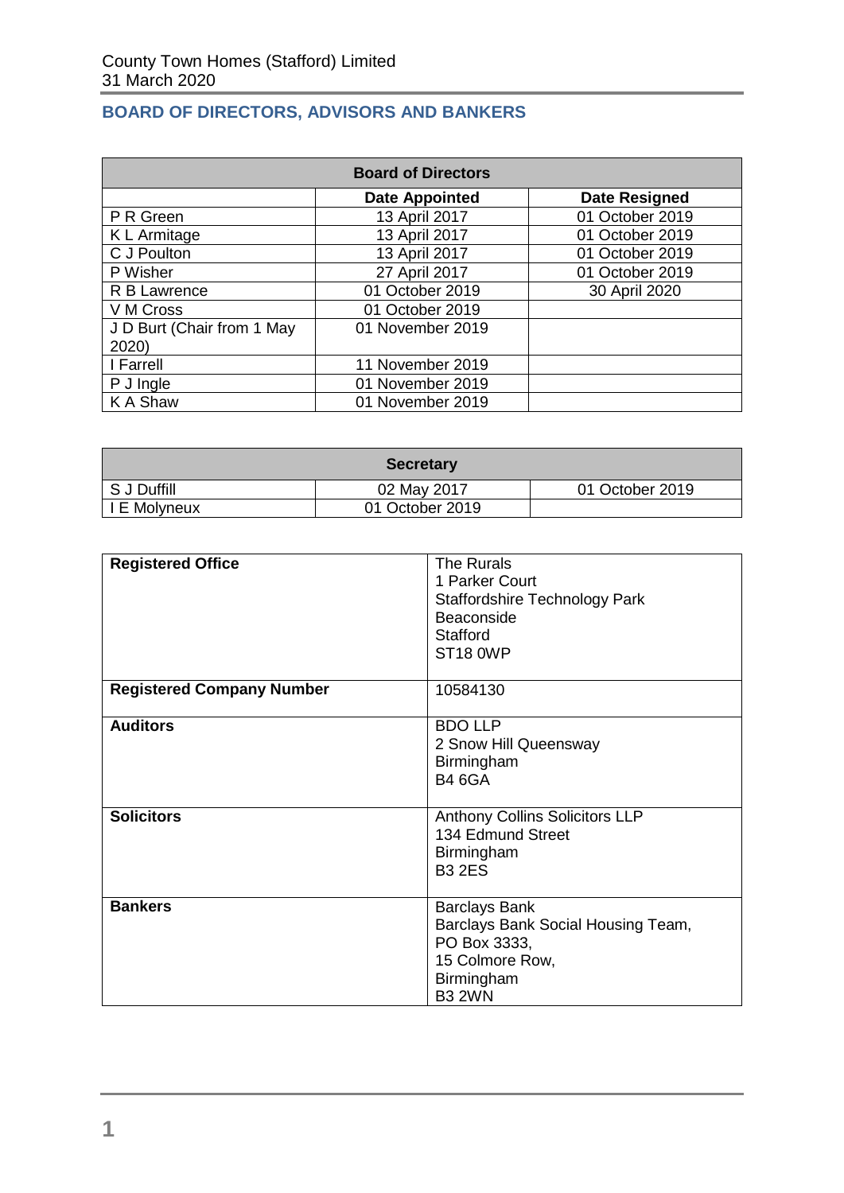## BOARD OF DIRECTORS, ADVISORS AND BANKERS

| Board of Directors | | |
|---|---|---|
| | **Date Appointed** | **Date Resigned** |
| P R Green | 13 April 2017 | 01 October 2019 |
| K L Armitage | 13 April 2017 | 01 October 2019 |
| C J Poulton | 13 April 2017 | 01 October 2019 |
| P Wisher | 27 April 2017 | 01 October 2019 |
| R B Lawrence | 01 October 2019 | 30 April 2020 |
| V M Cross | 01 October 2019 | |
| J D Burt (Chair from 1 May 2020) | 01 November 2019 | |
| I Farrell | 11 November 2019 | |
| P J Ingle | 01 November 2019 | |
| K A Shaw | 01 November 2019 | |

| Secretary | | |
|---|---|---|
| S J Duffill | 02 May 2017 | 01 October 2019 |
| I E Molyneux | 01 October 2019 | |

| | |
|---|---|
| **Registered Office** | The Rurals<br>1 Parker Court<br>Staffordshire Technology Park<br>Beaconside<br>Stafford<br>ST18 0WP |
| **Registered Company Number** | 10584130 |
| **Auditors** | BDO LLP<br>2 Snow Hill Queensway<br>Birmingham<br>B4 6GA |
| **Solicitors** | Anthony Collins Solicitors LLP<br>134 Edmund Street<br>Birmingham<br>B3 2ES |
| **Bankers** | Barclays Bank<br>Barclays Bank Social Housing Team,<br>PO Box 3333,<br>15 Colmore Row,<br>Birmingham<br>B3 2WN |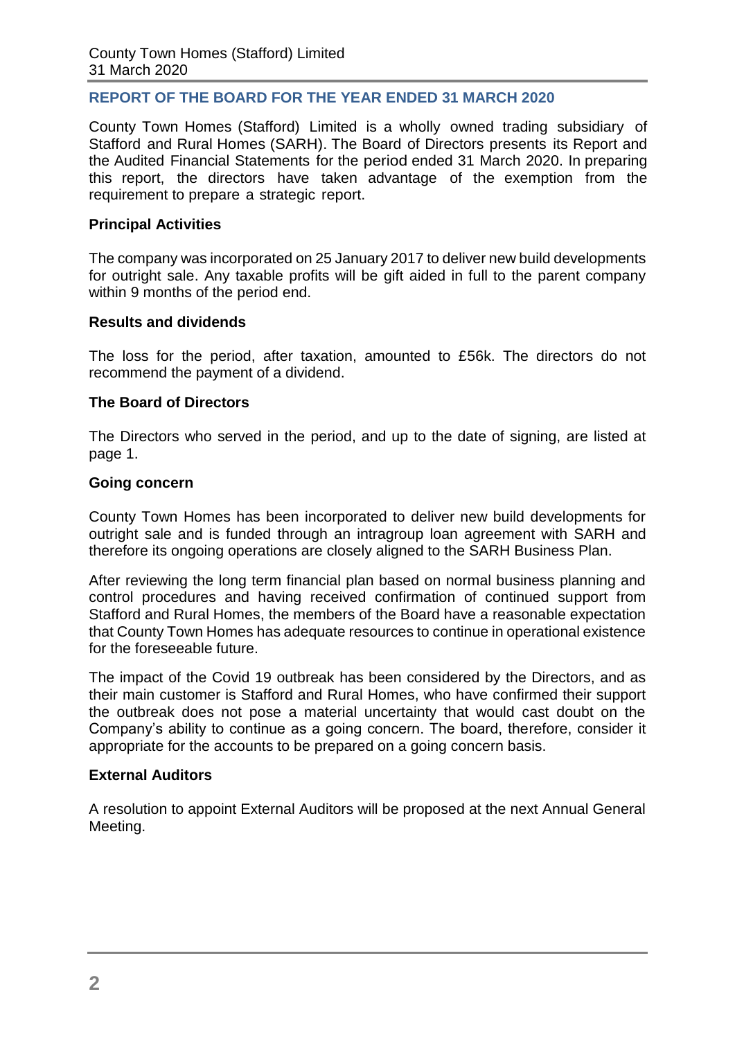## REPORT OF THE BOARD FOR THE YEAR ENDED 31 MARCH 2020

County Town Homes (Stafford) Limited is a wholly owned trading subsidiary of Stafford and Rural Homes (SARH). The Board of Directors presents its Report and the Audited Financial Statements for the period ended 31 March 2020. In preparing this report, the directors have taken advantage of the exemption from the requirement to prepare a strategic report.

### Principal Activities

The company was incorporated on 25 January 2017 to deliver new build developments for outright sale. Any taxable profits will be gift aided in full to the parent company within 9 months of the period end.

### Results and dividends

The loss for the period, after taxation, amounted to £56k. The directors do not recommend the payment of a dividend.

### The Board of Directors

The Directors who served in the period, and up to the date of signing, are listed at page 1.

### Going concern

County Town Homes has been incorporated to deliver new build developments for outright sale and is funded through an intragroup loan agreement with SARH and therefore its ongoing operations are closely aligned to the SARH Business Plan.

After reviewing the long term financial plan based on normal business planning and control procedures and having received confirmation of continued support from Stafford and Rural Homes, the members of the Board have a reasonable expectation that County Town Homes has adequate resources to continue in operational existence for the foreseeable future.

The impact of the Covid 19 outbreak has been considered by the Directors, and as their main customer is Stafford and Rural Homes, who have confirmed their support the outbreak does not pose a material uncertainty that would cast doubt on the Company's ability to continue as a going concern. The board, therefore, consider it appropriate for the accounts to be prepared on a going concern basis.

### External Auditors

A resolution to appoint External Auditors will be proposed at the next Annual General Meeting.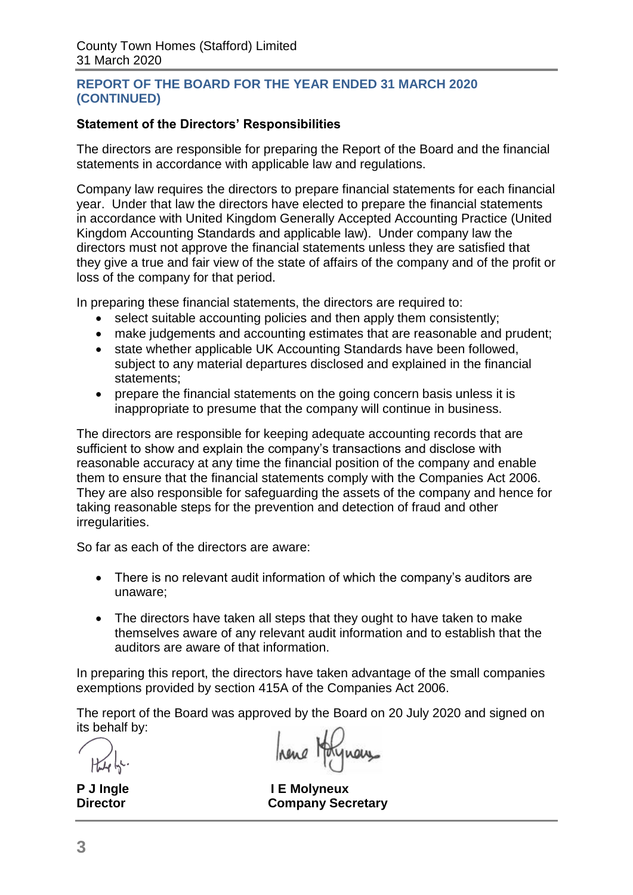## REPORT OF THE BOARD FOR THE YEAR ENDED 31 MARCH 2020 (CONTINUED)

### Statement of the Directors' Responsibilities

The directors are responsible for preparing the Report of the Board and the financial statements in accordance with applicable law and regulations.

Company law requires the directors to prepare financial statements for each financial year. Under that law the directors have elected to prepare the financial statements in accordance with United Kingdom Generally Accepted Accounting Practice (United Kingdom Accounting Standards and applicable law). Under company law the directors must not approve the financial statements unless they are satisfied that they give a true and fair view of the state of affairs of the company and of the profit or loss of the company for that period.

In preparing these financial statements, the directors are required to:

- select suitable accounting policies and then apply them consistently;
- make judgements and accounting estimates that are reasonable and prudent;
- state whether applicable UK Accounting Standards have been followed, subject to any material departures disclosed and explained in the financial statements;
- prepare the financial statements on the going concern basis unless it is inappropriate to presume that the company will continue in business.

The directors are responsible for keeping adequate accounting records that are sufficient to show and explain the company's transactions and disclose with reasonable accuracy at any time the financial position of the company and enable them to ensure that the financial statements comply with the Companies Act 2006. They are also responsible for safeguarding the assets of the company and hence for taking reasonable steps for the prevention and detection of fraud and other irregularities.

So far as each of the directors are aware:

- There is no relevant audit information of which the company's auditors are unaware;
- The directors have taken all steps that they ought to have taken to make themselves aware of any relevant audit information and to establish that the auditors are aware of that information.

In preparing this report, the directors have taken advantage of the small companies exemptions provided by section 415A of the Companies Act 2006.

The report of the Board was approved by the Board on 20 July 2020 and signed on its behalf by:

**P J Ingle**
**Director**

**I E Molyneux**
**Company Secretary**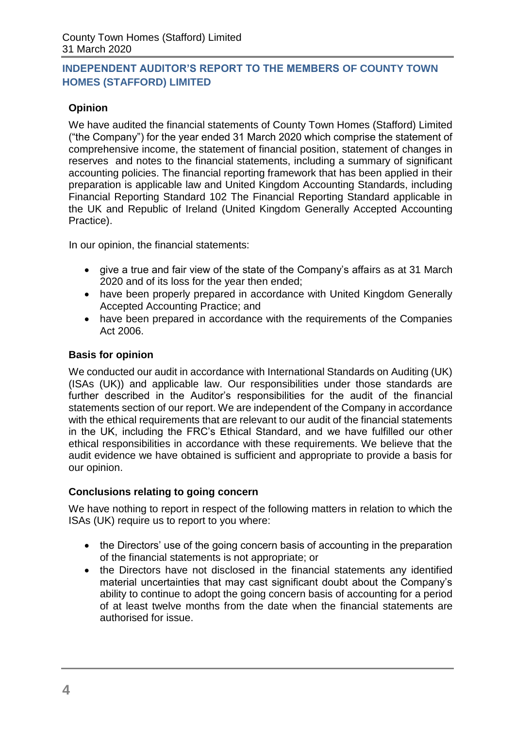## INDEPENDENT AUDITOR'S REPORT TO THE MEMBERS OF COUNTY TOWN HOMES (STAFFORD) LIMITED

### Opinion

We have audited the financial statements of County Town Homes (Stafford) Limited ("the Company") for the year ended 31 March 2020 which comprise the statement of comprehensive income, the statement of financial position, statement of changes in reserves and notes to the financial statements, including a summary of significant accounting policies. The financial reporting framework that has been applied in their preparation is applicable law and United Kingdom Accounting Standards, including Financial Reporting Standard 102 The Financial Reporting Standard applicable in the UK and Republic of Ireland (United Kingdom Generally Accepted Accounting Practice).

In our opinion, the financial statements:

- give a true and fair view of the state of the Company's affairs as at 31 March 2020 and of its loss for the year then ended;
- have been properly prepared in accordance with United Kingdom Generally Accepted Accounting Practice; and
- have been prepared in accordance with the requirements of the Companies Act 2006.

### Basis for opinion

We conducted our audit in accordance with International Standards on Auditing (UK) (ISAs (UK)) and applicable law. Our responsibilities under those standards are further described in the Auditor's responsibilities for the audit of the financial statements section of our report. We are independent of the Company in accordance with the ethical requirements that are relevant to our audit of the financial statements in the UK, including the FRC's Ethical Standard, and we have fulfilled our other ethical responsibilities in accordance with these requirements. We believe that the audit evidence we have obtained is sufficient and appropriate to provide a basis for our opinion.

### Conclusions relating to going concern

We have nothing to report in respect of the following matters in relation to which the ISAs (UK) require us to report to you where:

- the Directors' use of the going concern basis of accounting in the preparation of the financial statements is not appropriate; or
- the Directors have not disclosed in the financial statements any identified material uncertainties that may cast significant doubt about the Company's ability to continue to adopt the going concern basis of accounting for a period of at least twelve months from the date when the financial statements are authorised for issue.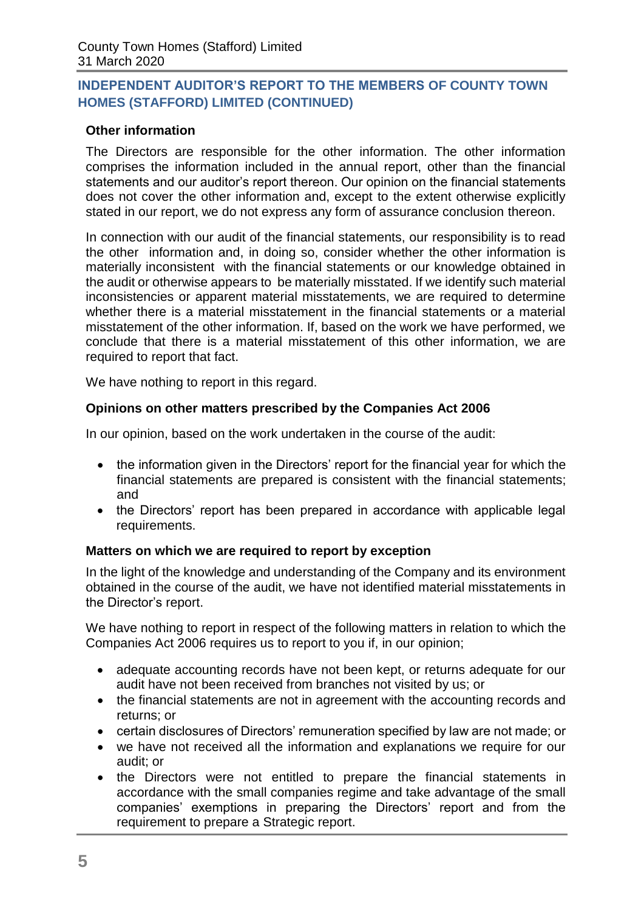## INDEPENDENT AUDITOR'S REPORT TO THE MEMBERS OF COUNTY TOWN HOMES (STAFFORD) LIMITED (CONTINUED)

### Other information

The Directors are responsible for the other information. The other information comprises the information included in the annual report, other than the financial statements and our auditor's report thereon. Our opinion on the financial statements does not cover the other information and, except to the extent otherwise explicitly stated in our report, we do not express any form of assurance conclusion thereon.

In connection with our audit of the financial statements, our responsibility is to read the other information and, in doing so, consider whether the other information is materially inconsistent with the financial statements or our knowledge obtained in the audit or otherwise appears to be materially misstated. If we identify such material inconsistencies or apparent material misstatements, we are required to determine whether there is a material misstatement in the financial statements or a material misstatement of the other information. If, based on the work we have performed, we conclude that there is a material misstatement of this other information, we are required to report that fact.

We have nothing to report in this regard.

### Opinions on other matters prescribed by the Companies Act 2006

In our opinion, based on the work undertaken in the course of the audit:

- the information given in the Directors' report for the financial year for which the financial statements are prepared is consistent with the financial statements; and
- the Directors' report has been prepared in accordance with applicable legal requirements.

### Matters on which we are required to report by exception

In the light of the knowledge and understanding of the Company and its environment obtained in the course of the audit, we have not identified material misstatements in the Director's report.

We have nothing to report in respect of the following matters in relation to which the Companies Act 2006 requires us to report to you if, in our opinion;

- adequate accounting records have not been kept, or returns adequate for our audit have not been received from branches not visited by us; or
- the financial statements are not in agreement with the accounting records and returns; or
- certain disclosures of Directors' remuneration specified by law are not made; or
- we have not received all the information and explanations we require for our audit; or
- the Directors were not entitled to prepare the financial statements in accordance with the small companies regime and take advantage of the small companies' exemptions in preparing the Directors' report and from the requirement to prepare a Strategic report.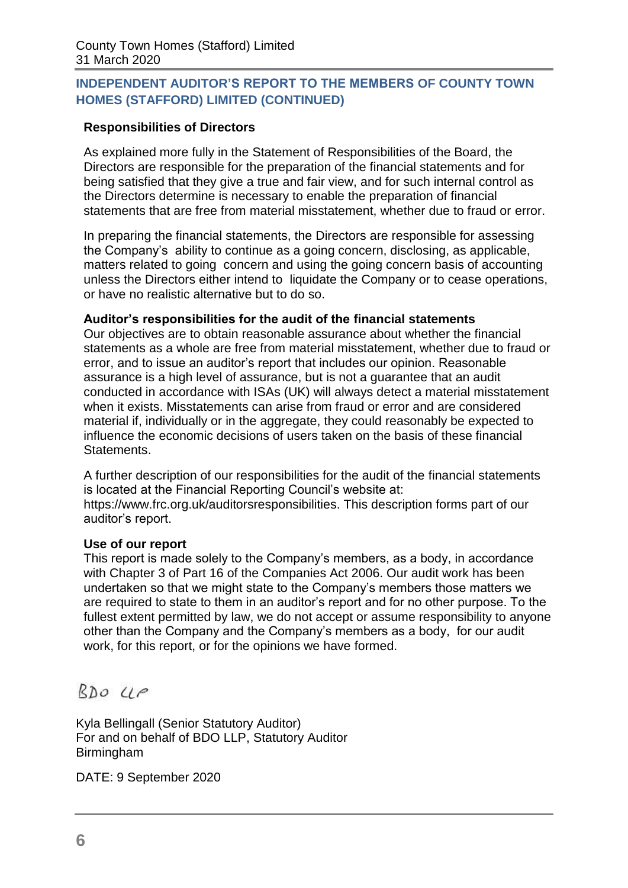## INDEPENDENT AUDITOR'S REPORT TO THE MEMBERS OF COUNTY TOWN HOMES (STAFFORD) LIMITED (CONTINUED)

**Responsibilities of Directors**

As explained more fully in the Statement of Responsibilities of the Board, the Directors are responsible for the preparation of the financial statements and for being satisfied that they give a true and fair view, and for such internal control as the Directors determine is necessary to enable the preparation of financial statements that are free from material misstatement, whether due to fraud or error.

In preparing the financial statements, the Directors are responsible for assessing the Company's ability to continue as a going concern, disclosing, as applicable, matters related to going concern and using the going concern basis of accounting unless the Directors either intend to liquidate the Company or to cease operations, or have no realistic alternative but to do so.

**Auditor's responsibilities for the audit of the financial statements**

Our objectives are to obtain reasonable assurance about whether the financial statements as a whole are free from material misstatement, whether due to fraud or error, and to issue an auditor's report that includes our opinion. Reasonable assurance is a high level of assurance, but is not a guarantee that an audit conducted in accordance with ISAs (UK) will always detect a material misstatement when it exists. Misstatements can arise from fraud or error and are considered material if, individually or in the aggregate, they could reasonably be expected to influence the economic decisions of users taken on the basis of these financial Statements.

A further description of our responsibilities for the audit of the financial statements is located at the Financial Reporting Council's website at: https://www.frc.org.uk/auditorsresponsibilities. This description forms part of our auditor's report.

**Use of our report**

This report is made solely to the Company's members, as a body, in accordance with Chapter 3 of Part 16 of the Companies Act 2006. Our audit work has been undertaken so that we might state to the Company's members those matters we are required to state to them in an auditor's report and for no other purpose. To the fullest extent permitted by law, we do not accept or assume responsibility to anyone other than the Company and the Company's members as a body, for our audit work, for this report, or for the opinions we have formed.

BDO LLP

Kyla Bellingall (Senior Statutory Auditor)
For and on behalf of BDO LLP, Statutory Auditor
Birmingham

DATE: 9 September 2020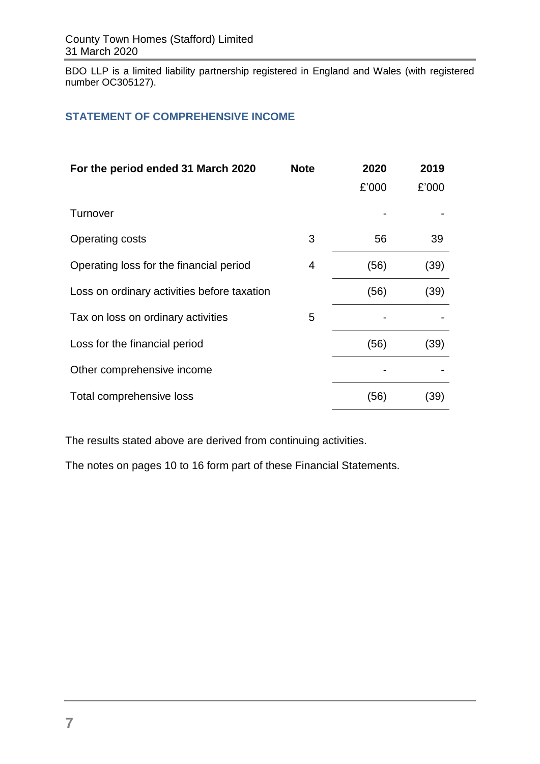BDO LLP is a limited liability partnership registered in England and Wales (with registered number OC305127).

## STATEMENT OF COMPREHENSIVE INCOME

| For the period ended 31 March 2020 | Note | 2020 | 2019 |
|---|---|---|---|
| | | £'000 | £'000 |
| Turnover | | - | - |
| Operating costs | 3 | 56 | 39 |
| Operating loss for the financial period | 4 | (56) | (39) |
| Loss on ordinary activities before taxation | | (56) | (39) |
| Tax on loss on ordinary activities | 5 | - | - |
| Loss for the financial period | | (56) | (39) |
| Other comprehensive income | | - | - |
| Total comprehensive loss | | (56) | (39) |

The results stated above are derived from continuing activities.

The notes on pages 10 to 16 form part of these Financial Statements.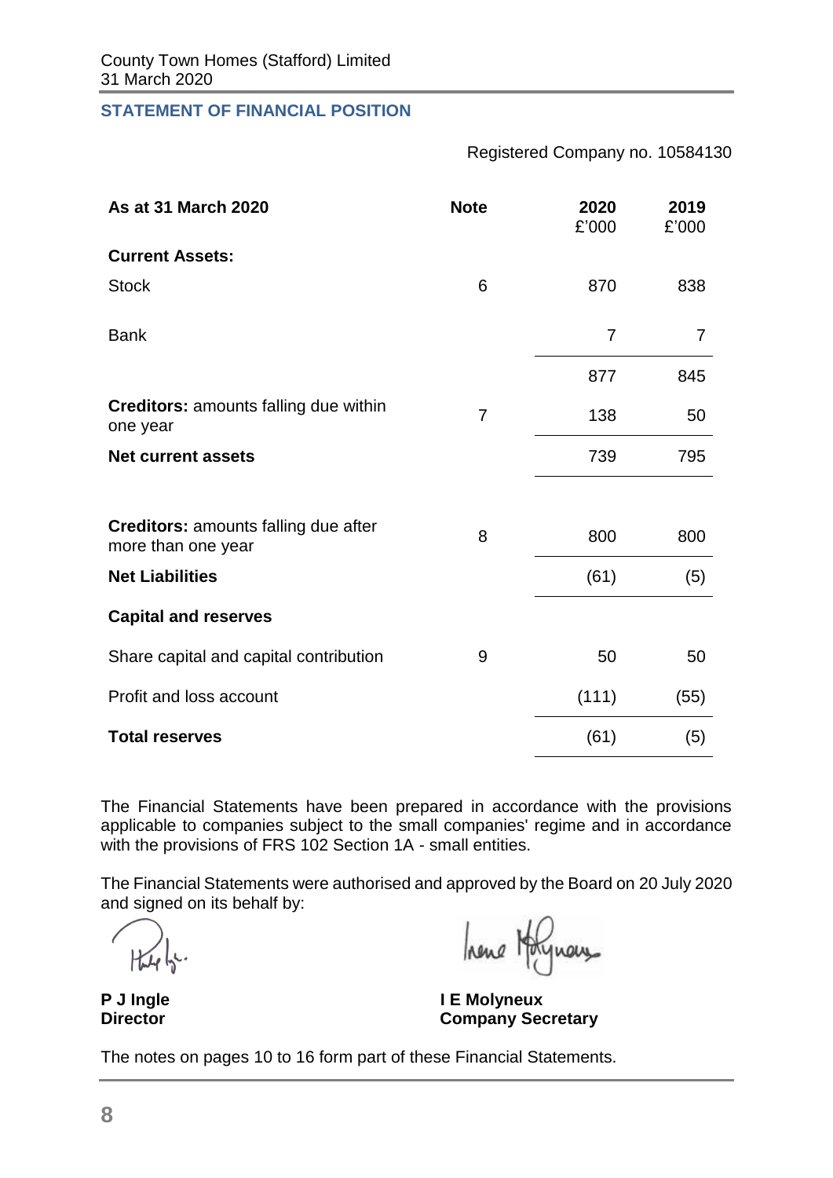County Town Homes (Stafford) Limited
31 March 2020

## STATEMENT OF FINANCIAL POSITION

Registered Company no. 10584130

| As at 31 March 2020 | Note | 2020 £'000 | 2019 £'000 |
|---|---|---|---|
| **Current Assets:** | | | |
| Stock | 6 | 870 | 838 |
| Bank | | 7 | 7 |
| | | 877 | 845 |
| **Creditors:** amounts falling due within one year | 7 | 138 | 50 |
| **Net current assets** | | 739 | 795 |
| **Creditors:** amounts falling due after more than one year | 8 | 800 | 800 |
| **Net Liabilities** | | (61) | (5) |
| **Capital and reserves** | | | |
| Share capital and capital contribution | 9 | 50 | 50 |
| Profit and loss account | | (111) | (55) |
| **Total reserves** | | (61) | (5) |

The Financial Statements have been prepared in accordance with the provisions applicable to companies subject to the small companies' regime and in accordance with the provisions of FRS 102 Section 1A - small entities.

The Financial Statements were authorised and approved by the Board on 20 July 2020 and signed on its behalf by:

**P J Ingle**
**Director**

**I E Molyneux**
**Company Secretary**

The notes on pages 10 to 16 form part of these Financial Statements.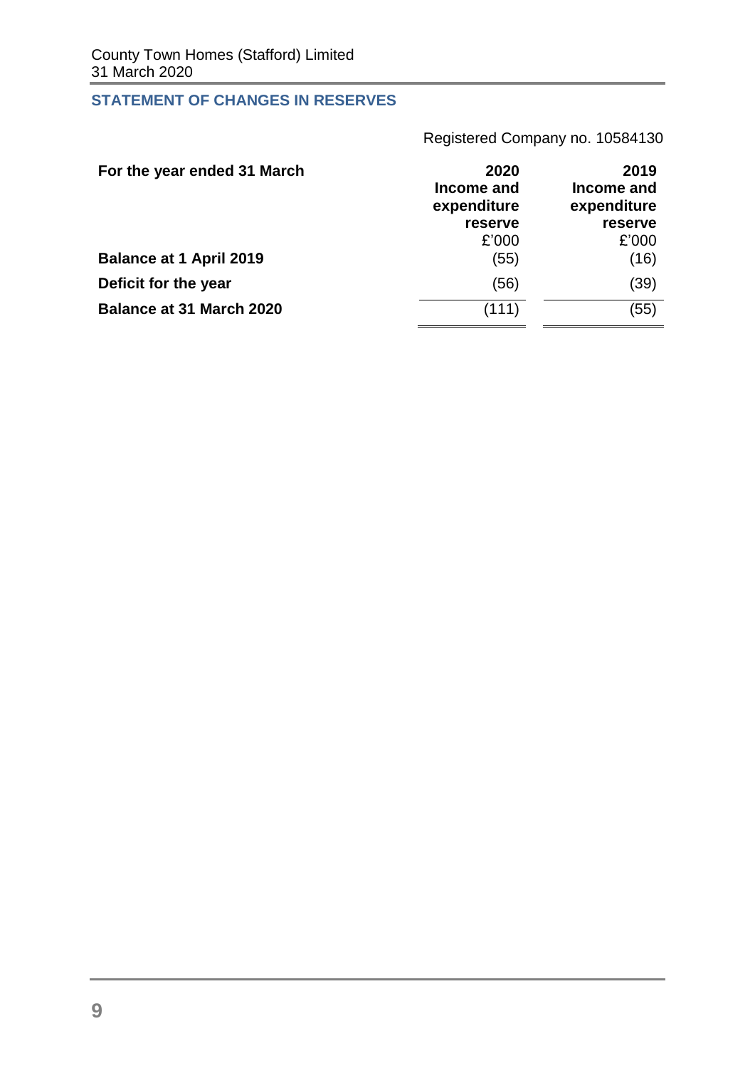County Town Homes (Stafford) Limited
31 March 2020

## STATEMENT OF CHANGES IN RESERVES

Registered Company no. 10584130

| For the year ended 31 March | 2020 Income and expenditure reserve £'000 | 2019 Income and expenditure reserve £'000 |
|---|---|---|
| **Balance at 1 April 2019** | (55) | (16) |
| **Deficit for the year** | (56) | (39) |
| **Balance at 31 March 2020** | (111) | (55) |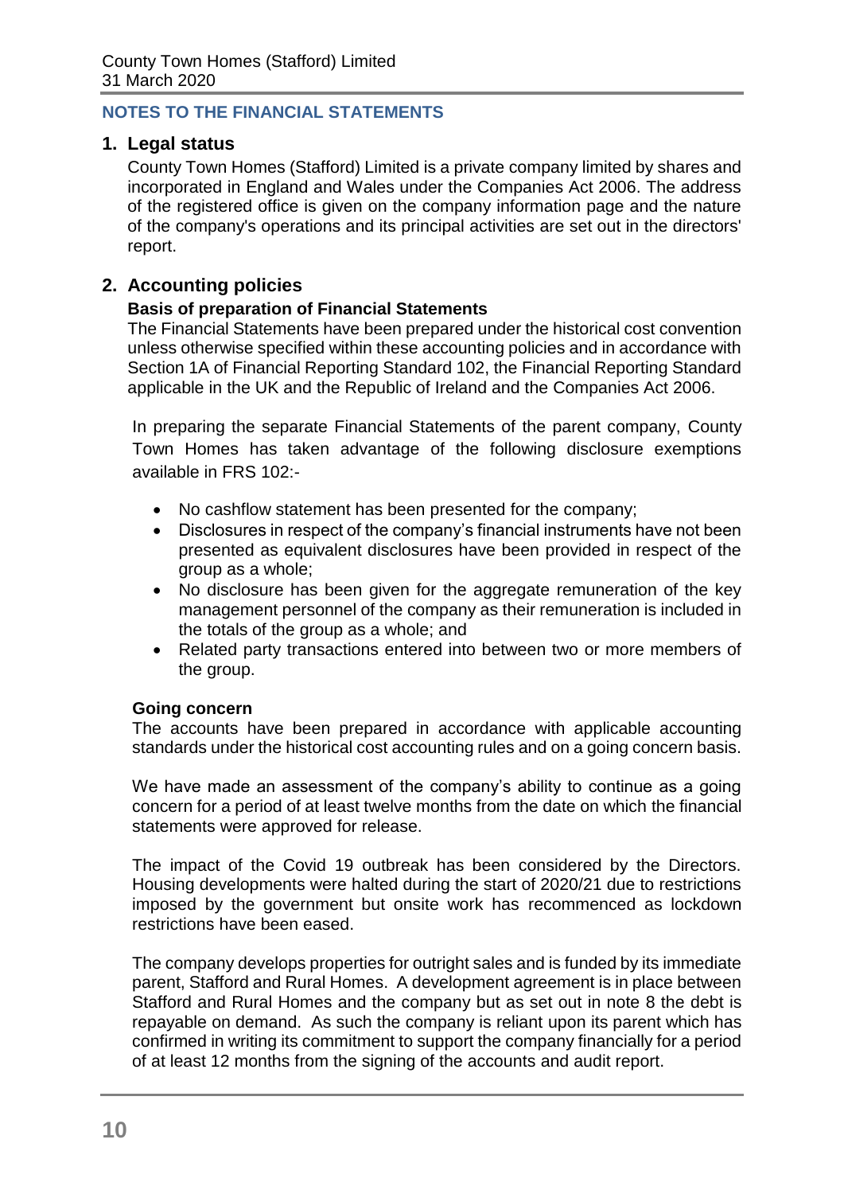## NOTES TO THE FINANCIAL STATEMENTS

### 1. Legal status

County Town Homes (Stafford) Limited is a private company limited by shares and incorporated in England and Wales under the Companies Act 2006. The address of the registered office is given on the company information page and the nature of the company's operations and its principal activities are set out in the directors' report.

### 2. Accounting policies

**Basis of preparation of Financial Statements**

The Financial Statements have been prepared under the historical cost convention unless otherwise specified within these accounting policies and in accordance with Section 1A of Financial Reporting Standard 102, the Financial Reporting Standard applicable in the UK and the Republic of Ireland and the Companies Act 2006.

In preparing the separate Financial Statements of the parent company, County Town Homes has taken advantage of the following disclosure exemptions available in FRS 102:-

- No cashflow statement has been presented for the company;
- Disclosures in respect of the company's financial instruments have not been presented as equivalent disclosures have been provided in respect of the group as a whole;
- No disclosure has been given for the aggregate remuneration of the key management personnel of the company as their remuneration is included in the totals of the group as a whole; and
- Related party transactions entered into between two or more members of the group.

**Going concern**

The accounts have been prepared in accordance with applicable accounting standards under the historical cost accounting rules and on a going concern basis.

We have made an assessment of the company's ability to continue as a going concern for a period of at least twelve months from the date on which the financial statements were approved for release.

The impact of the Covid 19 outbreak has been considered by the Directors. Housing developments were halted during the start of 2020/21 due to restrictions imposed by the government but onsite work has recommenced as lockdown restrictions have been eased.

The company develops properties for outright sales and is funded by its immediate parent, Stafford and Rural Homes. A development agreement is in place between Stafford and Rural Homes and the company but as set out in note 8 the debt is repayable on demand. As such the company is reliant upon its parent which has confirmed in writing its commitment to support the company financially for a period of at least 12 months from the signing of the accounts and audit report.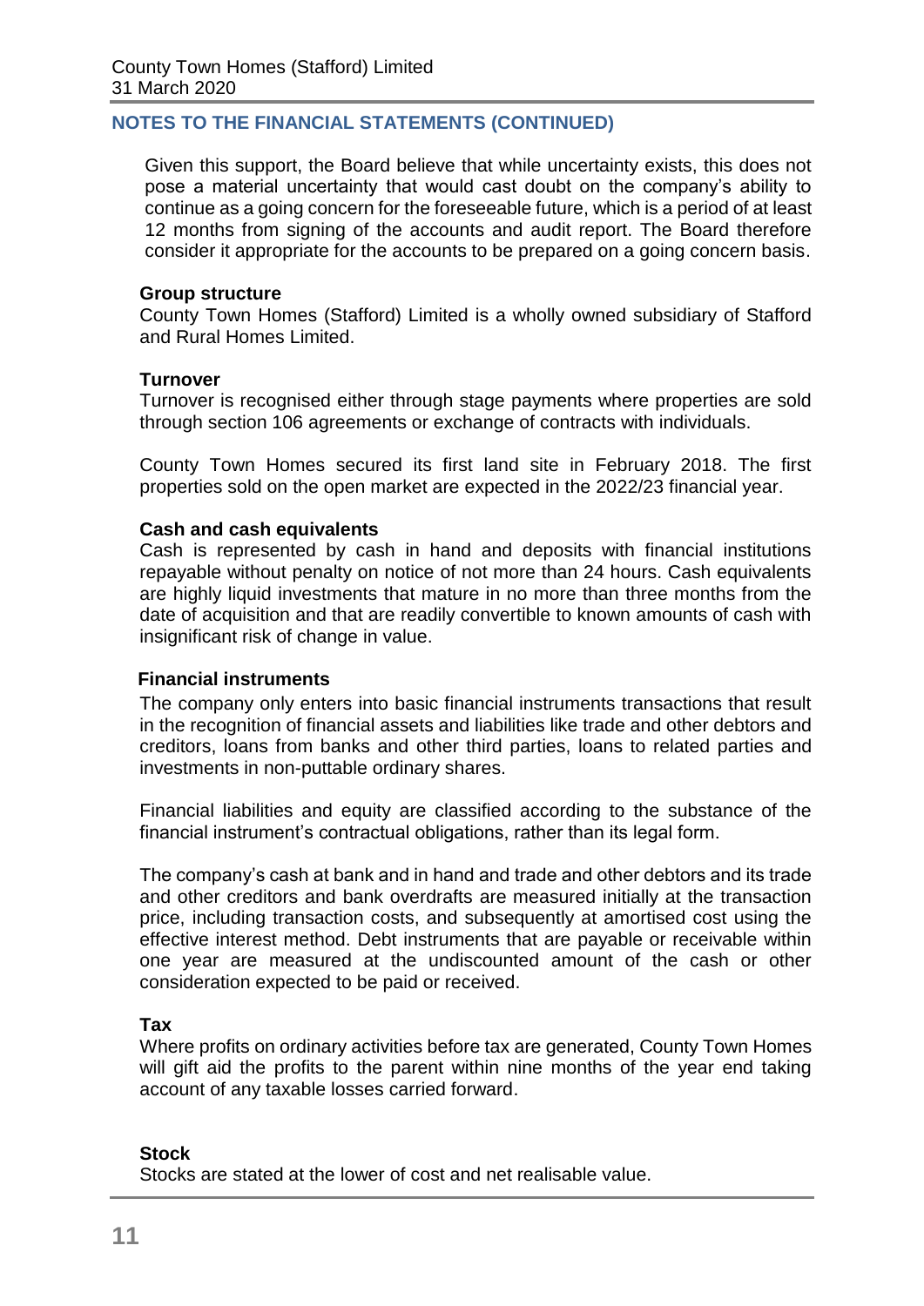## NOTES TO THE FINANCIAL STATEMENTS (CONTINUED)

Given this support, the Board believe that while uncertainty exists, this does not pose a material uncertainty that would cast doubt on the company's ability to continue as a going concern for the foreseeable future, which is a period of at least 12 months from signing of the accounts and audit report. The Board therefore consider it appropriate for the accounts to be prepared on a going concern basis.

**Group structure**
County Town Homes (Stafford) Limited is a wholly owned subsidiary of Stafford and Rural Homes Limited.

**Turnover**
Turnover is recognised either through stage payments where properties are sold through section 106 agreements or exchange of contracts with individuals.

County Town Homes secured its first land site in February 2018. The first properties sold on the open market are expected in the 2022/23 financial year.

**Cash and cash equivalents**
Cash is represented by cash in hand and deposits with financial institutions repayable without penalty on notice of not more than 24 hours. Cash equivalents are highly liquid investments that mature in no more than three months from the date of acquisition and that are readily convertible to known amounts of cash with insignificant risk of change in value.

**Financial instruments**
The company only enters into basic financial instruments transactions that result in the recognition of financial assets and liabilities like trade and other debtors and creditors, loans from banks and other third parties, loans to related parties and investments in non-puttable ordinary shares.

Financial liabilities and equity are classified according to the substance of the financial instrument's contractual obligations, rather than its legal form.

The company's cash at bank and in hand and trade and other debtors and its trade and other creditors and bank overdrafts are measured initially at the transaction price, including transaction costs, and subsequently at amortised cost using the effective interest method. Debt instruments that are payable or receivable within one year are measured at the undiscounted amount of the cash or other consideration expected to be paid or received.

**Tax**
Where profits on ordinary activities before tax are generated, County Town Homes will gift aid the profits to the parent within nine months of the year end taking account of any taxable losses carried forward.

**Stock**
Stocks are stated at the lower of cost and net realisable value.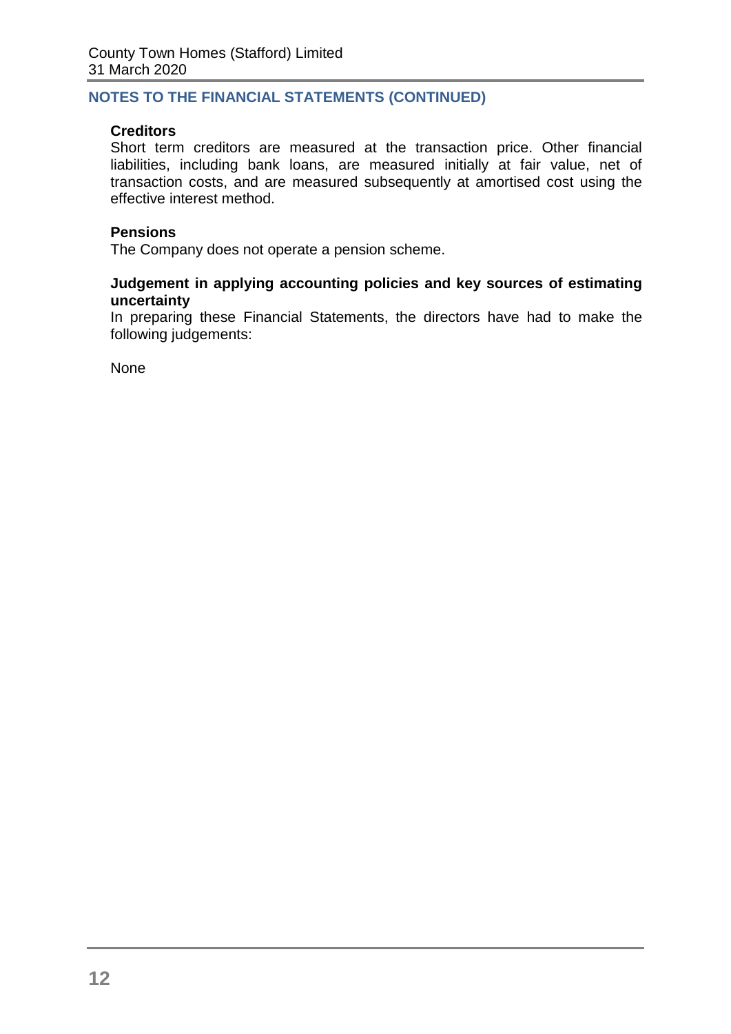## NOTES TO THE FINANCIAL STATEMENTS (CONTINUED)

**Creditors**

Short term creditors are measured at the transaction price. Other financial liabilities, including bank loans, are measured initially at fair value, net of transaction costs, and are measured subsequently at amortised cost using the effective interest method.

**Pensions**

The Company does not operate a pension scheme.

**Judgement in applying accounting policies and key sources of estimating uncertainty**

In preparing these Financial Statements, the directors have had to make the following judgements:

None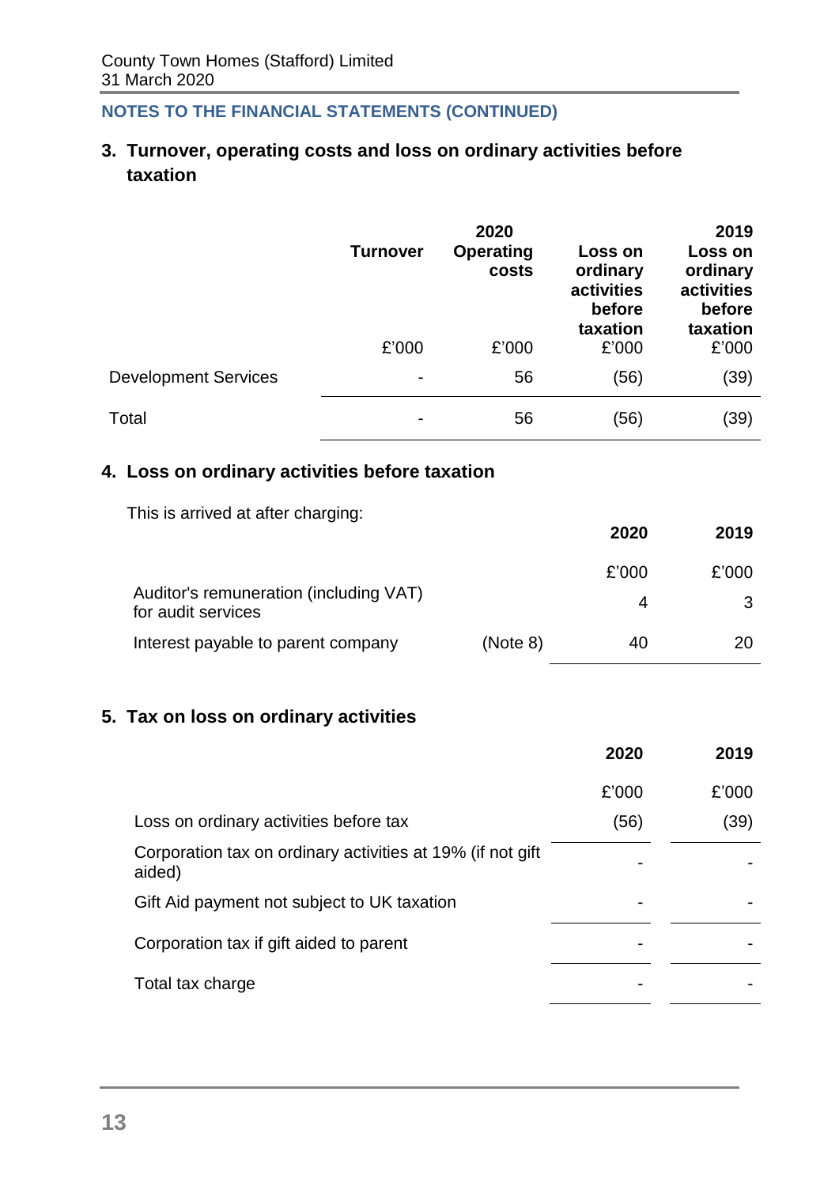County Town Homes (Stafford) Limited
31 March 2020

**NOTES TO THE FINANCIAL STATEMENTS (CONTINUED)**

## 3. Turnover, operating costs and loss on ordinary activities before taxation

| | 2020 | | | 2019 |
|---|---|---|---|---|
| | Turnover | Operating costs | Loss on ordinary activities before taxation | Loss on ordinary activities before taxation |
| | £'000 | £'000 | £'000 | £'000 |
| Development Services | - | 56 | (56) | (39) |
| Total | - | 56 | (56) | (39) |

## 4. Loss on ordinary activities before taxation

This is arrived at after charging:

| | | 2020 | 2019 |
|---|---|---|---|
| | | £'000 | £'000 |
| Auditor's remuneration (including VAT) for audit services | | 4 | 3 |
| Interest payable to parent company | (Note 8) | 40 | 20 |

## 5. Tax on loss on ordinary activities

| | 2020 | 2019 |
|---|---|---|
| | £'000 | £'000 |
| Loss on ordinary activities before tax | (56) | (39) |
| Corporation tax on ordinary activities at 19% (if not gift aided) | - | - |
| Gift Aid payment not subject to UK taxation | - | - |
| Corporation tax if gift aided to parent | - | - |
| Total tax charge | - | - |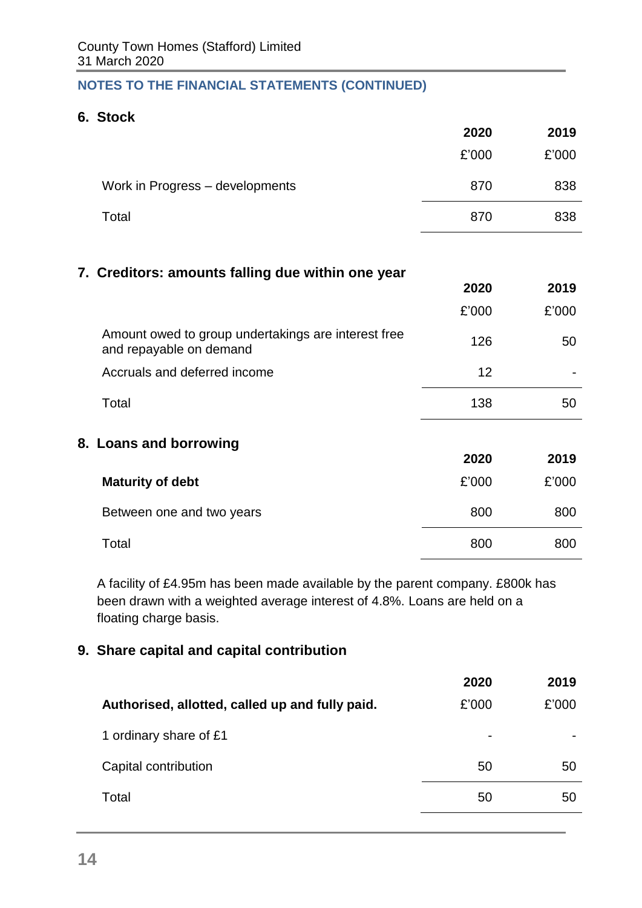## NOTES TO THE FINANCIAL STATEMENTS (CONTINUED)

### 6. Stock

| | 2020 | 2019 |
|---|---|---|
| | £'000 | £'000 |
| Work in Progress – developments | 870 | 838 |
| Total | 870 | 838 |

### 7. Creditors: amounts falling due within one year

| | 2020 | 2019 |
|---|---|---|
| | £'000 | £'000 |
| Amount owed to group undertakings are interest free and repayable on demand | 126 | 50 |
| Accruals and deferred income | 12 | - |
| Total | 138 | 50 |

### 8. Loans and borrowing

| | 2020 | 2019 |
|---|---|---|
| **Maturity of debt** | £'000 | £'000 |
| Between one and two years | 800 | 800 |
| Total | 800 | 800 |

A facility of £4.95m has been made available by the parent company. £800k has been drawn with a weighted average interest of 4.8%. Loans are held on a floating charge basis.

### 9. Share capital and capital contribution

| | 2020 | 2019 |
|---|---|---|
| **Authorised, allotted, called up and fully paid.** | £'000 | £'000 |
| 1 ordinary share of £1 | - | - |
| Capital contribution | 50 | 50 |
| Total | 50 | 50 |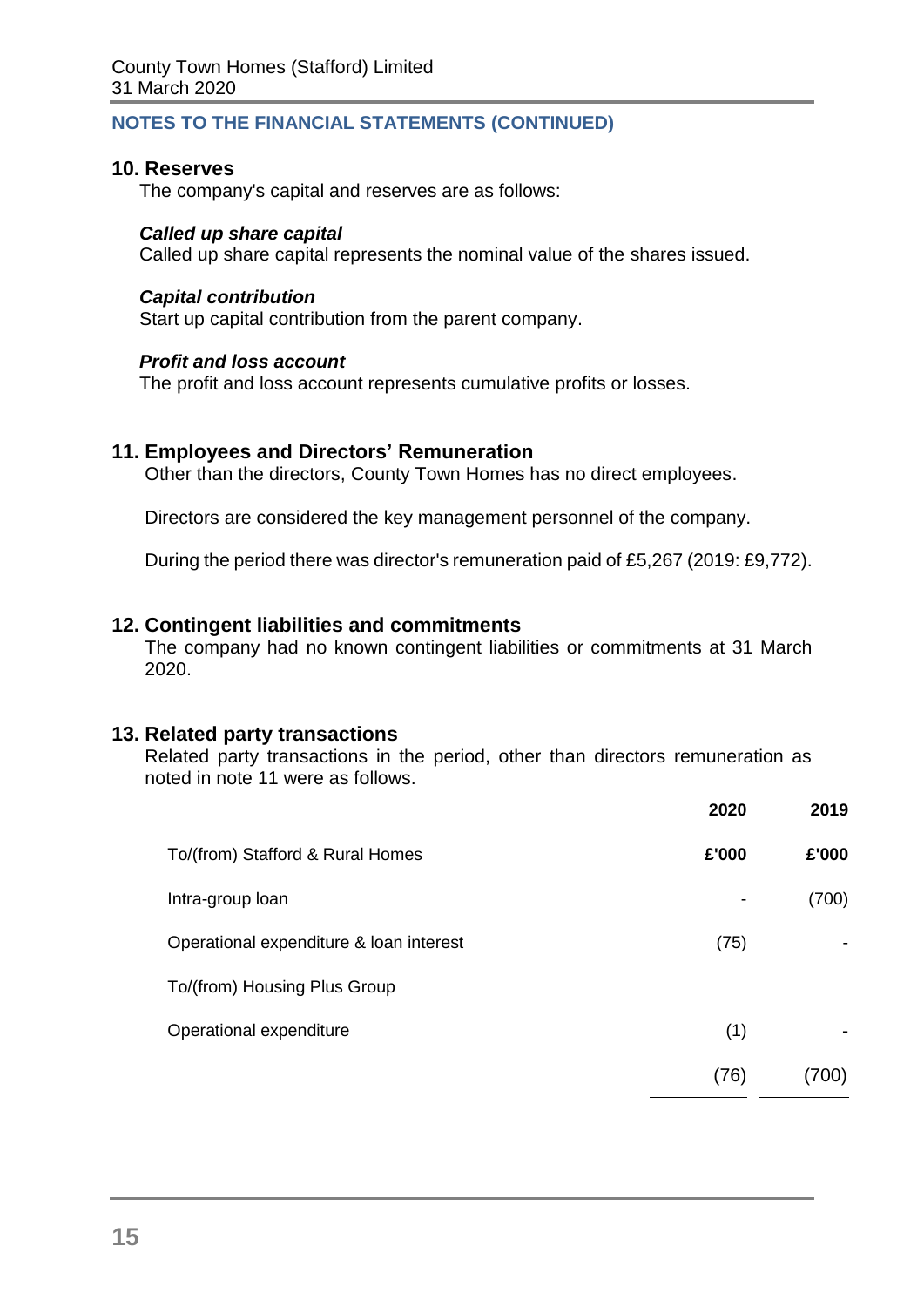County Town Homes (Stafford) Limited
31 March 2020

## NOTES TO THE FINANCIAL STATEMENTS (CONTINUED)

### 10. Reserves

The company's capital and reserves are as follows:

***Called up share capital***
Called up share capital represents the nominal value of the shares issued.

***Capital contribution***
Start up capital contribution from the parent company.

***Profit and loss account***
The profit and loss account represents cumulative profits or losses.

### 11. Employees and Directors' Remuneration

Other than the directors, County Town Homes has no direct employees.

Directors are considered the key management personnel of the company.

During the period there was director's remuneration paid of £5,267 (2019: £9,772).

### 12. Contingent liabilities and commitments

The company had no known contingent liabilities or commitments at 31 March 2020.

### 13. Related party transactions

Related party transactions in the period, other than directors remuneration as noted in note 11 were as follows.

| | 2020 | 2019 |
|---|---|---|
| To/(from) Stafford & Rural Homes | £'000 | £'000 |
| Intra-group loan | - | (700) |
| Operational expenditure & loan interest | (75) | - |
| To/(from) Housing Plus Group | | |
| Operational expenditure | (1) | - |
| | (76) | (700) |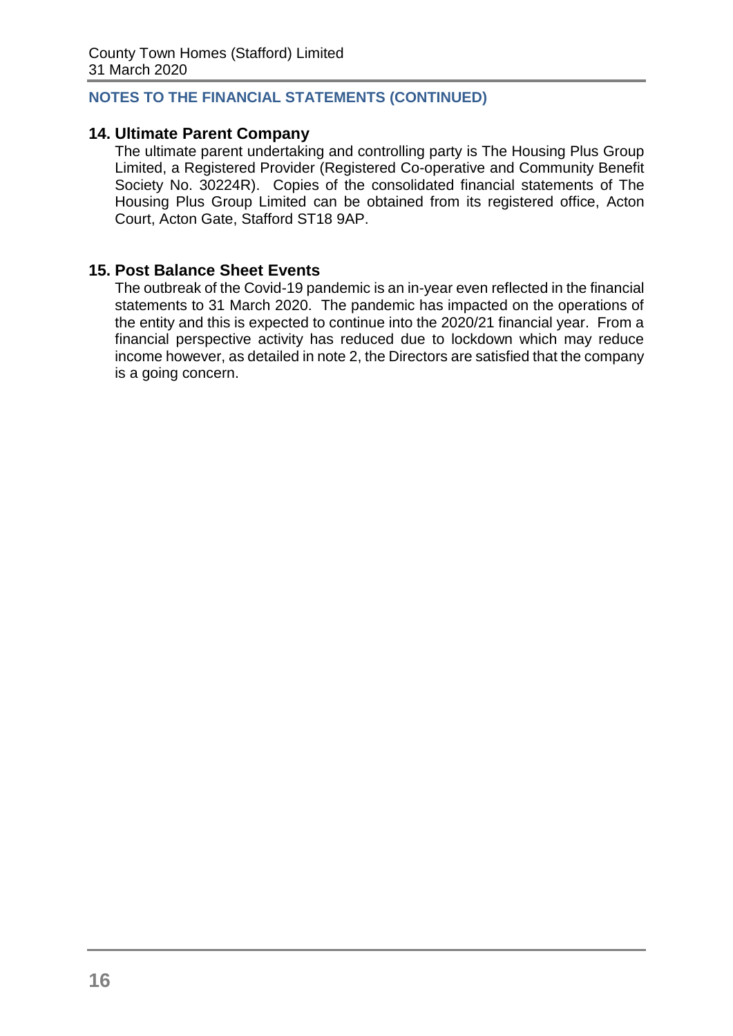## NOTES TO THE FINANCIAL STATEMENTS (CONTINUED)

### 14. Ultimate Parent Company

The ultimate parent undertaking and controlling party is The Housing Plus Group Limited, a Registered Provider (Registered Co-operative and Community Benefit Society No. 30224R). Copies of the consolidated financial statements of The Housing Plus Group Limited can be obtained from its registered office, Acton Court, Acton Gate, Stafford ST18 9AP.

### 15. Post Balance Sheet Events

The outbreak of the Covid-19 pandemic is an in-year even reflected in the financial statements to 31 March 2020. The pandemic has impacted on the operations of the entity and this is expected to continue into the 2020/21 financial year. From a financial perspective activity has reduced due to lockdown which may reduce income however, as detailed in note 2, the Directors are satisfied that the company is a going concern.